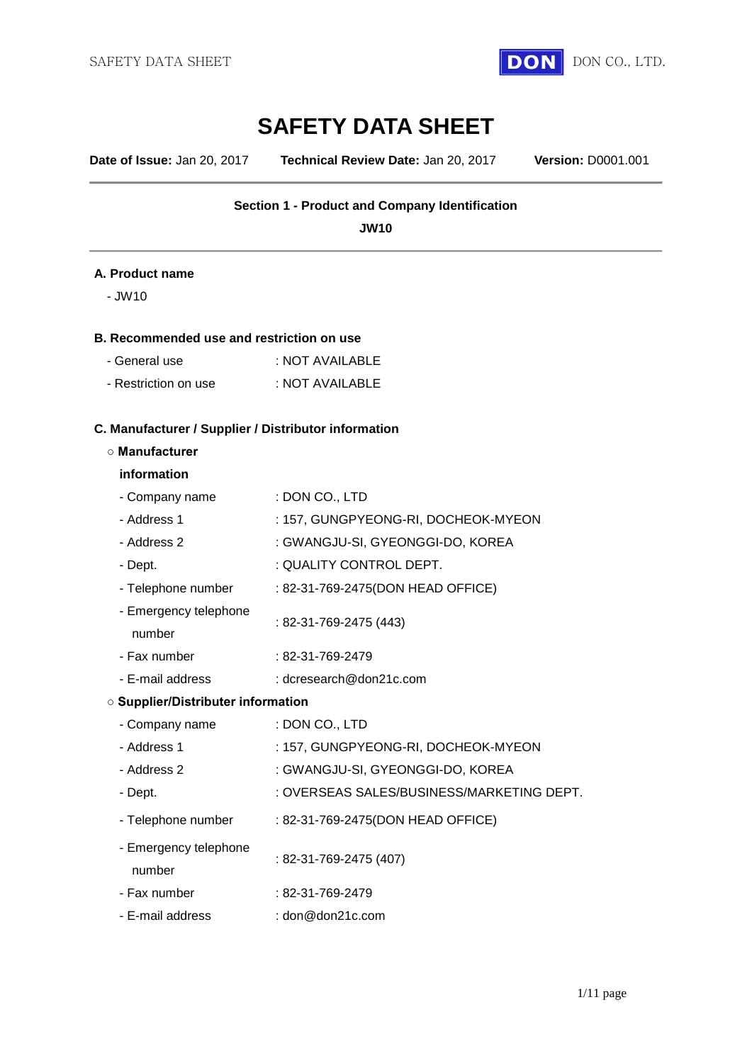# SAFETY DATA SHEET

**Date of Issue:** Jan 20, 2017 **Technical Review Date:** Jan 20, 2017 **Version:** D0001.001

---

## Section 1 - Product and Company Identification

**JW10**

---

### A. Product name

- JW10

### B. Recommended use and restriction on use

- General use : NOT AVAILABLE
- Restriction on use : NOT AVAILABLE

### C. Manufacturer / Supplier / Distributor information

○ **Manufacturer information**

| | |
|---|---|
| - Company name | : DON CO., LTD |
| - Address 1 | : 157, GUNGPYEONG-RI, DOCHEOK-MYEON |
| - Address 2 | : GWANGJU-SI, GYEONGGI-DO, KOREA |
| - Dept. | : QUALITY CONTROL DEPT. |
| - Telephone number | : 82-31-769-2475(DON HEAD OFFICE) |
| - Emergency telephone number | : 82-31-769-2475 (443) |
| - Fax number | : 82-31-769-2479 |
| - E-mail address | : dcresearch@don21c.com |

○ **Supplier/Distributer information**

| | |
|---|---|
| - Company name | : DON CO., LTD |
| - Address 1 | : 157, GUNGPYEONG-RI, DOCHEOK-MYEON |
| - Address 2 | : GWANGJU-SI, GYEONGGI-DO, KOREA |
| - Dept. | : OVERSEAS SALES/BUSINESS/MARKETING DEPT. |
| - Telephone number | : 82-31-769-2475(DON HEAD OFFICE) |
| - Emergency telephone number | : 82-31-769-2475 (407) |
| - Fax number | : 82-31-769-2479 |
| - E-mail address | : don@don21c.com |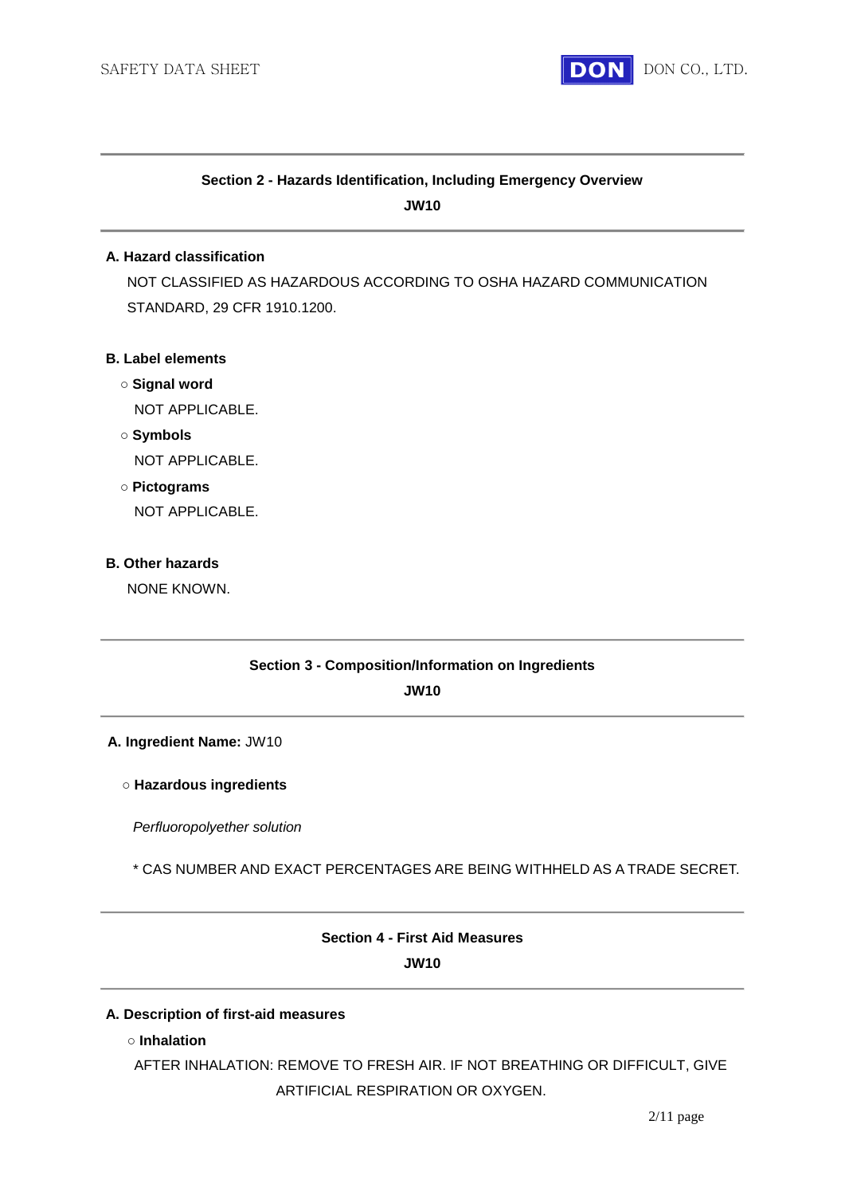## Section 2 - Hazards Identification, Including Emergency Overview

**JW10**

**A. Hazard classification**

NOT CLASSIFIED AS HAZARDOUS ACCORDING TO OSHA HAZARD COMMUNICATION STANDARD, 29 CFR 1910.1200.

**B. Label elements**

○ **Signal word**

NOT APPLICABLE.

○ **Symbols**

NOT APPLICABLE.

○ **Pictograms**

NOT APPLICABLE.

**B. Other hazards**

NONE KNOWN.

## Section 3 - Composition/Information on Ingredients

**JW10**

**A. Ingredient Name:** JW10

○ **Hazardous ingredients**

*Perfluoropolyether solution*

* CAS NUMBER AND EXACT PERCENTAGES ARE BEING WITHHELD AS A TRADE SECRET.

## Section 4 - First Aid Measures

**JW10**

**A. Description of first-aid measures**

○ **Inhalation**

AFTER INHALATION: REMOVE TO FRESH AIR. IF NOT BREATHING OR DIFFICULT, GIVE ARTIFICIAL RESPIRATION OR OXYGEN.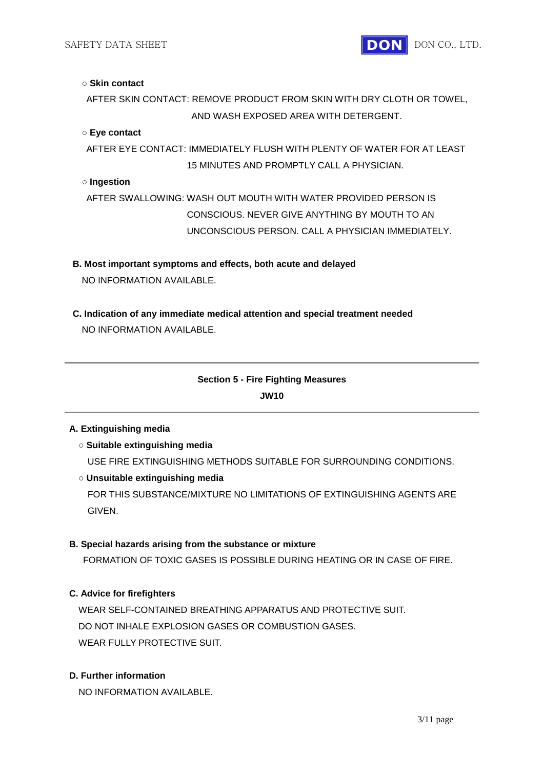○ **Skin contact**

AFTER SKIN CONTACT: REMOVE PRODUCT FROM SKIN WITH DRY CLOTH OR TOWEL, AND WASH EXPOSED AREA WITH DETERGENT.

○ **Eye contact**

AFTER EYE CONTACT: IMMEDIATELY FLUSH WITH PLENTY OF WATER FOR AT LEAST 15 MINUTES AND PROMPTLY CALL A PHYSICIAN.

○ **Ingestion**

AFTER SWALLOWING: WASH OUT MOUTH WITH WATER PROVIDED PERSON IS CONSCIOUS. NEVER GIVE ANYTHING BY MOUTH TO AN UNCONSCIOUS PERSON. CALL A PHYSICIAN IMMEDIATELY.

**B. Most important symptoms and effects, both acute and delayed**

NO INFORMATION AVAILABLE.

**C. Indication of any immediate medical attention and special treatment needed**

NO INFORMATION AVAILABLE.

---

## Section 5 - Fire Fighting Measures

**JW10**

---

**A. Extinguishing media**

○ **Suitable extinguishing media**

USE FIRE EXTINGUISHING METHODS SUITABLE FOR SURROUNDING CONDITIONS.

○ **Unsuitable extinguishing media**

FOR THIS SUBSTANCE/MIXTURE NO LIMITATIONS OF EXTINGUISHING AGENTS ARE GIVEN.

**B. Special hazards arising from the substance or mixture**

FORMATION OF TOXIC GASES IS POSSIBLE DURING HEATING OR IN CASE OF FIRE.

**C. Advice for firefighters**

WEAR SELF-CONTAINED BREATHING APPARATUS AND PROTECTIVE SUIT.
DO NOT INHALE EXPLOSION GASES OR COMBUSTION GASES.
WEAR FULLY PROTECTIVE SUIT.

**D. Further information**

NO INFORMATION AVAILABLE.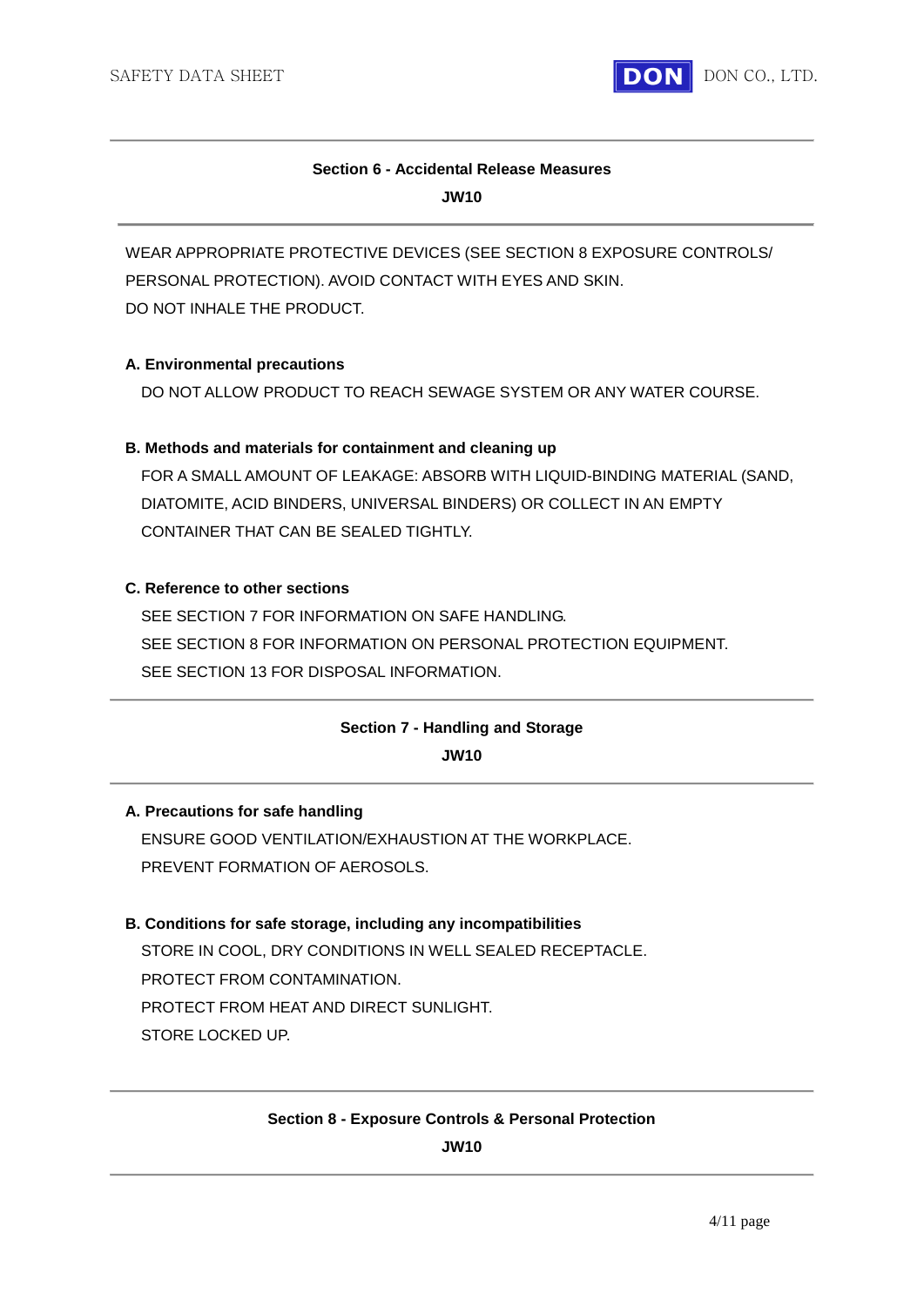## Section 6 - Accidental Release Measures

**JW10**

WEAR APPROPRIATE PROTECTIVE DEVICES (SEE SECTION 8 EXPOSURE CONTROLS/ PERSONAL PROTECTION). AVOID CONTACT WITH EYES AND SKIN.
DO NOT INHALE THE PRODUCT.

### A. Environmental precautions

DO NOT ALLOW PRODUCT TO REACH SEWAGE SYSTEM OR ANY WATER COURSE.

### B. Methods and materials for containment and cleaning up

FOR A SMALL AMOUNT OF LEAKAGE: ABSORB WITH LIQUID-BINDING MATERIAL (SAND, DIATOMITE, ACID BINDERS, UNIVERSAL BINDERS) OR COLLECT IN AN EMPTY CONTAINER THAT CAN BE SEALED TIGHTLY.

### C. Reference to other sections

SEE SECTION 7 FOR INFORMATION ON SAFE HANDLING.
SEE SECTION 8 FOR INFORMATION ON PERSONAL PROTECTION EQUIPMENT.
SEE SECTION 13 FOR DISPOSAL INFORMATION.

## Section 7 - Handling and Storage

**JW10**

### A. Precautions for safe handling

ENSURE GOOD VENTILATION/EXHAUSTION AT THE WORKPLACE.
PREVENT FORMATION OF AEROSOLS.

### B. Conditions for safe storage, including any incompatibilities

STORE IN COOL, DRY CONDITIONS IN WELL SEALED RECEPTACLE.
PROTECT FROM CONTAMINATION.
PROTECT FROM HEAT AND DIRECT SUNLIGHT.
STORE LOCKED UP.

## Section 8 - Exposure Controls & Personal Protection

**JW10**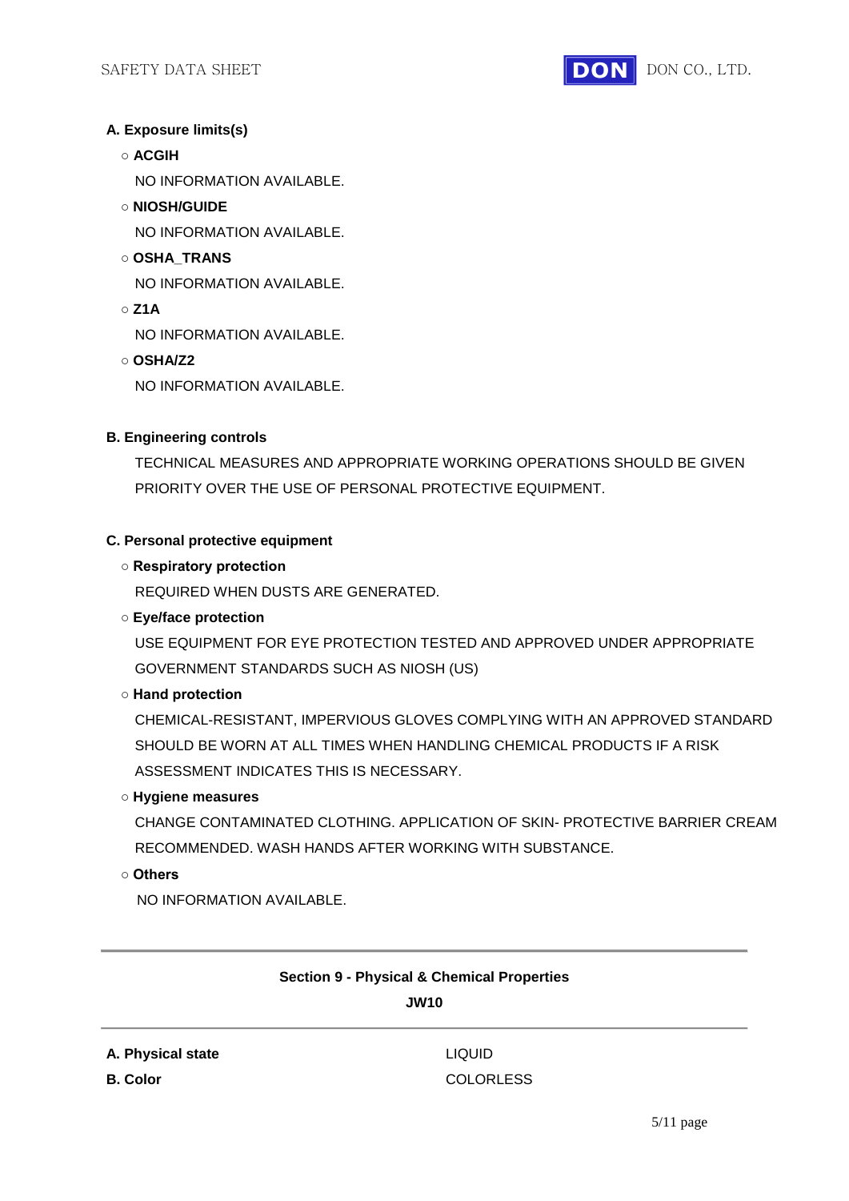**A. Exposure limits(s)**

○ **ACGIH**

NO INFORMATION AVAILABLE.

○ **NIOSH/GUIDE**

NO INFORMATION AVAILABLE.

○ **OSHA_TRANS**

NO INFORMATION AVAILABLE.

○ **Z1A**

NO INFORMATION AVAILABLE.

○ **OSHA/Z2**

NO INFORMATION AVAILABLE.

**B. Engineering controls**

TECHNICAL MEASURES AND APPROPRIATE WORKING OPERATIONS SHOULD BE GIVEN PRIORITY OVER THE USE OF PERSONAL PROTECTIVE EQUIPMENT.

**C. Personal protective equipment**

○ **Respiratory protection**

REQUIRED WHEN DUSTS ARE GENERATED.

○ **Eye/face protection**

USE EQUIPMENT FOR EYE PROTECTION TESTED AND APPROVED UNDER APPROPRIATE GOVERNMENT STANDARDS SUCH AS NIOSH (US)

○ **Hand protection**

CHEMICAL-RESISTANT, IMPERVIOUS GLOVES COMPLYING WITH AN APPROVED STANDARD SHOULD BE WORN AT ALL TIMES WHEN HANDLING CHEMICAL PRODUCTS IF A RISK ASSESSMENT INDICATES THIS IS NECESSARY.

○ **Hygiene measures**

CHANGE CONTAMINATED CLOTHING. APPLICATION OF SKIN- PROTECTIVE BARRIER CREAM RECOMMENDED. WASH HANDS AFTER WORKING WITH SUBSTANCE.

○ **Others**

NO INFORMATION AVAILABLE.

---

## Section 9 - Physical & Chemical Properties

**JW10**

---

| | |
|---|---|
| **A. Physical state** | LIQUID |
| **B. Color** | COLORLESS |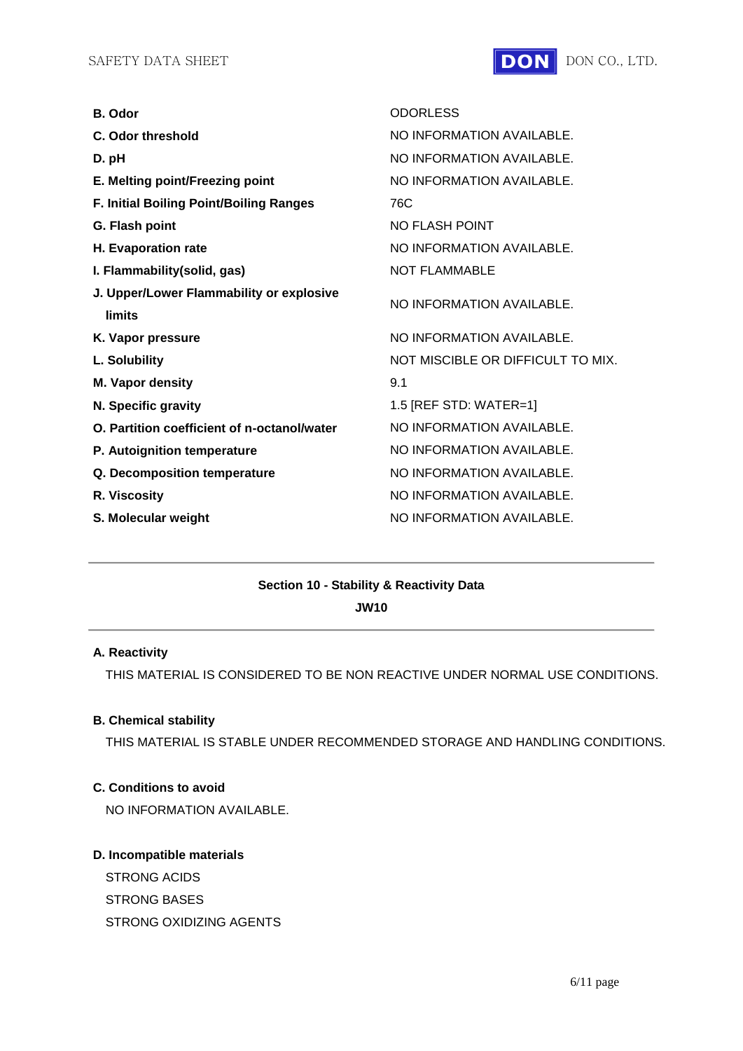| | |
|---|---|
| **B. Odor** | ODORLESS |
| **C. Odor threshold** | NO INFORMATION AVAILABLE. |
| **D. pH** | NO INFORMATION AVAILABLE. |
| **E. Melting point/Freezing point** | NO INFORMATION AVAILABLE. |
| **F. Initial Boiling Point/Boiling Ranges** | 76C |
| **G. Flash point** | NO FLASH POINT |
| **H. Evaporation rate** | NO INFORMATION AVAILABLE. |
| **I. Flammability(solid, gas)** | NOT FLAMMABLE |
| **J. Upper/Lower Flammability or explosive limits** | NO INFORMATION AVAILABLE. |
| **K. Vapor pressure** | NO INFORMATION AVAILABLE. |
| **L. Solubility** | NOT MISCIBLE OR DIFFICULT TO MIX. |
| **M. Vapor density** | 9.1 |
| **N. Specific gravity** | 1.5 [REF STD: WATER=1] |
| **O. Partition coefficient of n-octanol/water** | NO INFORMATION AVAILABLE. |
| **P. Autoignition temperature** | NO INFORMATION AVAILABLE. |
| **Q. Decomposition temperature** | NO INFORMATION AVAILABLE. |
| **R. Viscosity** | NO INFORMATION AVAILABLE. |
| **S. Molecular weight** | NO INFORMATION AVAILABLE. |

---

## Section 10 - Stability & Reactivity Data

**JW10**

---

**A. Reactivity**

THIS MATERIAL IS CONSIDERED TO BE NON REACTIVE UNDER NORMAL USE CONDITIONS.

**B. Chemical stability**

THIS MATERIAL IS STABLE UNDER RECOMMENDED STORAGE AND HANDLING CONDITIONS.

**C. Conditions to avoid**

NO INFORMATION AVAILABLE.

**D. Incompatible materials**

STRONG ACIDS
STRONG BASES
STRONG OXIDIZING AGENTS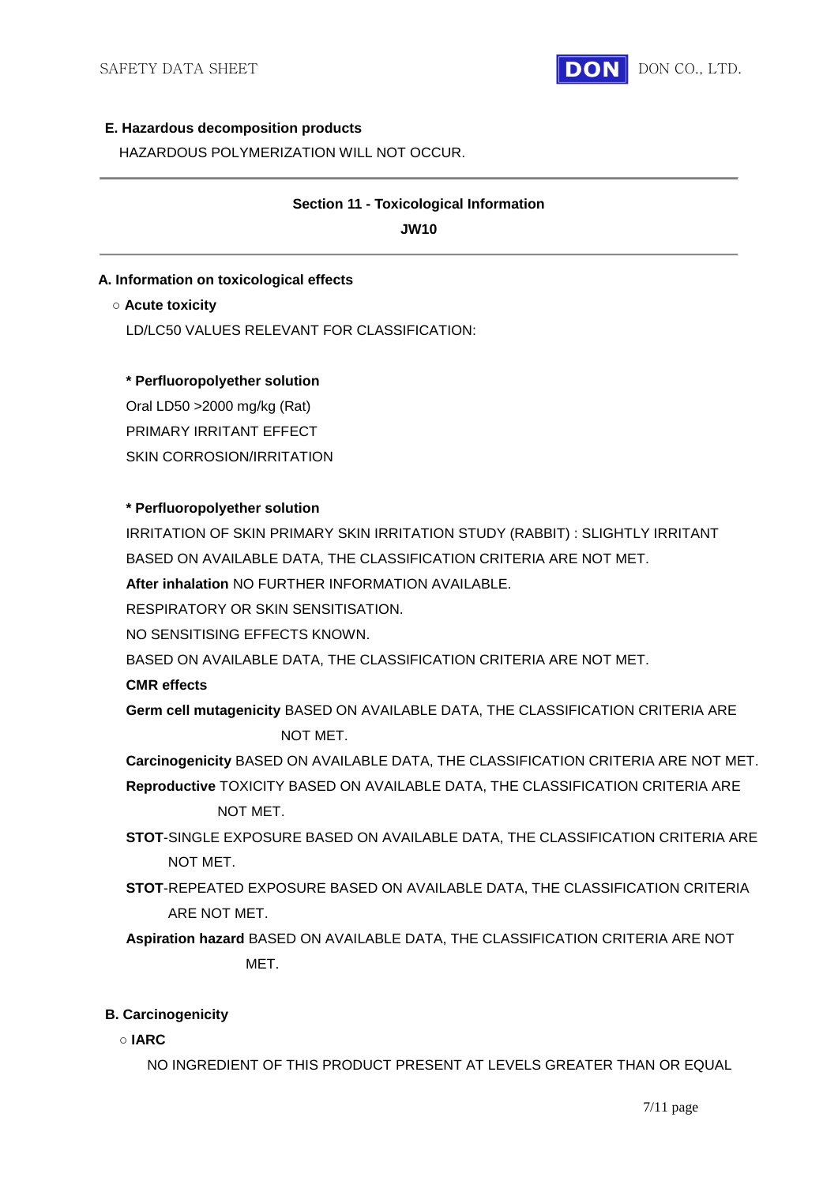**E. Hazardous decomposition products**

HAZARDOUS POLYMERIZATION WILL NOT OCCUR.

---

## Section 11 - Toxicological Information

**JW10**

---

**A. Information on toxicological effects**

○ **Acute toxicity**

LD/LC50 VALUES RELEVANT FOR CLASSIFICATION:

**\* Perfluoropolyether solution**

Oral LD50 >2000 mg/kg (Rat)

PRIMARY IRRITANT EFFECT

SKIN CORROSION/IRRITATION

**\* Perfluoropolyether solution**

IRRITATION OF SKIN PRIMARY SKIN IRRITATION STUDY (RABBIT) : SLIGHTLY IRRITANT

BASED ON AVAILABLE DATA, THE CLASSIFICATION CRITERIA ARE NOT MET.

**After inhalation** NO FURTHER INFORMATION AVAILABLE.

RESPIRATORY OR SKIN SENSITISATION.

NO SENSITISING EFFECTS KNOWN.

BASED ON AVAILABLE DATA, THE CLASSIFICATION CRITERIA ARE NOT MET.

**CMR effects**

**Germ cell mutagenicity** BASED ON AVAILABLE DATA, THE CLASSIFICATION CRITERIA ARE NOT MET.

**Carcinogenicity** BASED ON AVAILABLE DATA, THE CLASSIFICATION CRITERIA ARE NOT MET.

**Reproductive** TOXICITY BASED ON AVAILABLE DATA, THE CLASSIFICATION CRITERIA ARE NOT MET.

**STOT**-SINGLE EXPOSURE BASED ON AVAILABLE DATA, THE CLASSIFICATION CRITERIA ARE NOT MET.

**STOT**-REPEATED EXPOSURE BASED ON AVAILABLE DATA, THE CLASSIFICATION CRITERIA ARE NOT MET.

**Aspiration hazard** BASED ON AVAILABLE DATA, THE CLASSIFICATION CRITERIA ARE NOT MET.

**B. Carcinogenicity**

○ **IARC**

NO INGREDIENT OF THIS PRODUCT PRESENT AT LEVELS GREATER THAN OR EQUAL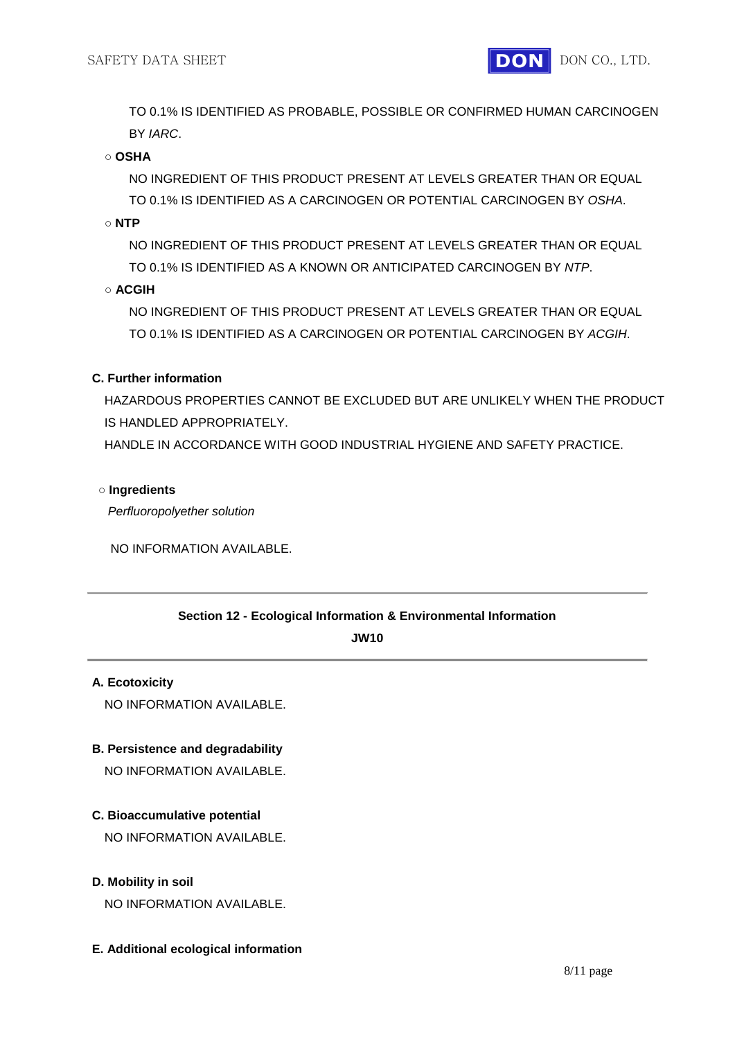TO 0.1% IS IDENTIFIED AS PROBABLE, POSSIBLE OR CONFIRMED HUMAN CARCINOGEN BY *IARC*.

○ **OSHA**

NO INGREDIENT OF THIS PRODUCT PRESENT AT LEVELS GREATER THAN OR EQUAL TO 0.1% IS IDENTIFIED AS A CARCINOGEN OR POTENTIAL CARCINOGEN BY *OSHA*.

○ **NTP**

NO INGREDIENT OF THIS PRODUCT PRESENT AT LEVELS GREATER THAN OR EQUAL TO 0.1% IS IDENTIFIED AS A KNOWN OR ANTICIPATED CARCINOGEN BY *NTP*.

○ **ACGIH**

NO INGREDIENT OF THIS PRODUCT PRESENT AT LEVELS GREATER THAN OR EQUAL TO 0.1% IS IDENTIFIED AS A CARCINOGEN OR POTENTIAL CARCINOGEN BY *ACGIH*.

**C. Further information**

HAZARDOUS PROPERTIES CANNOT BE EXCLUDED BUT ARE UNLIKELY WHEN THE PRODUCT IS HANDLED APPROPRIATELY.
HANDLE IN ACCORDANCE WITH GOOD INDUSTRIAL HYGIENE AND SAFETY PRACTICE.

○ **Ingredients**

*Perfluoropolyether solution*

NO INFORMATION AVAILABLE.

---

## Section 12 - Ecological Information & Environmental Information

**JW10**

---

**A. Ecotoxicity**

NO INFORMATION AVAILABLE.

**B. Persistence and degradability**

NO INFORMATION AVAILABLE.

**C. Bioaccumulative potential**

NO INFORMATION AVAILABLE.

**D. Mobility in soil**

NO INFORMATION AVAILABLE.

**E. Additional ecological information**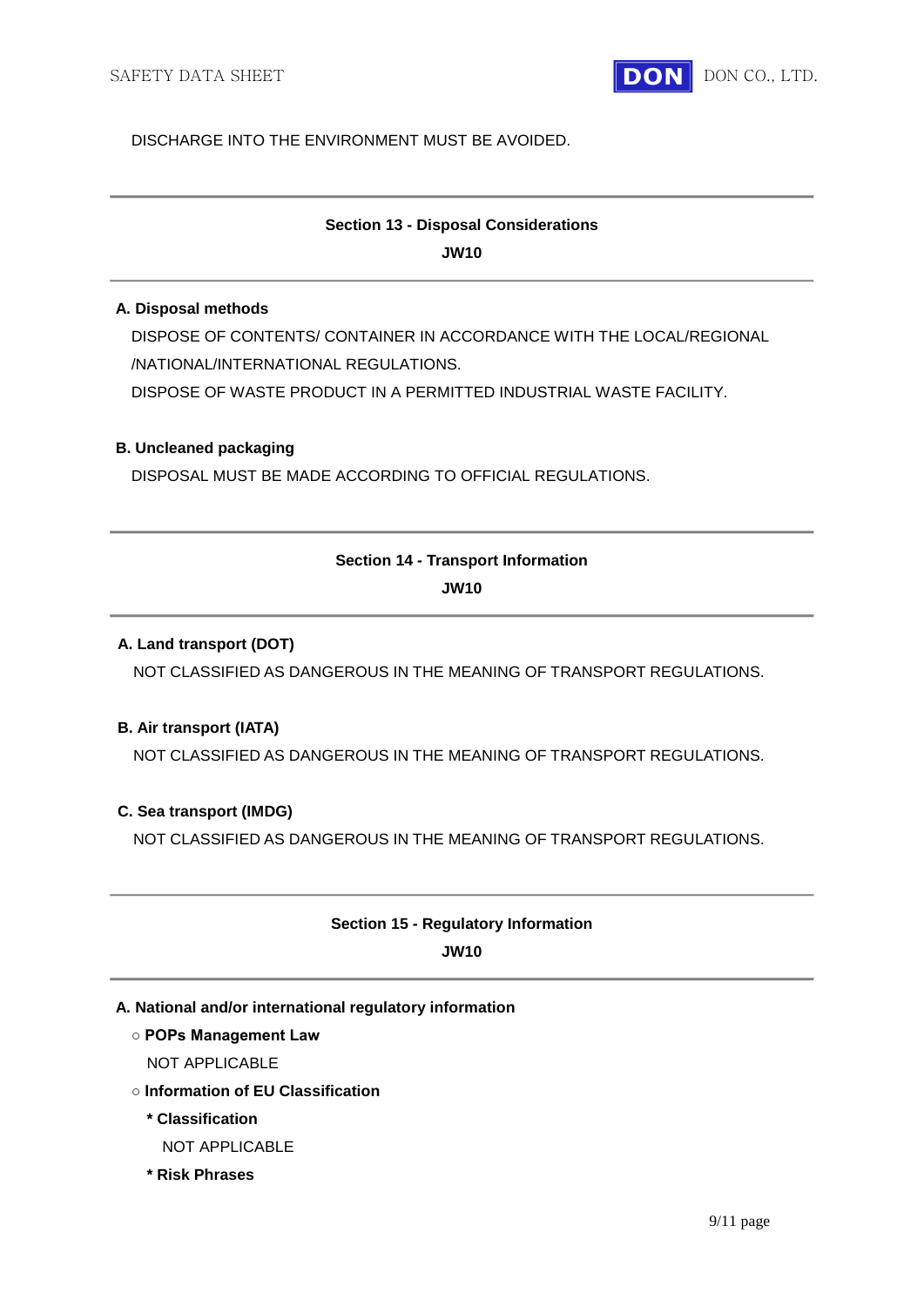DISCHARGE INTO THE ENVIRONMENT MUST BE AVOIDED.

## Section 13 - Disposal Considerations

**JW10**

**A. Disposal methods**

DISPOSE OF CONTENTS/ CONTAINER IN ACCORDANCE WITH THE LOCAL/REGIONAL /NATIONAL/INTERNATIONAL REGULATIONS.

DISPOSE OF WASTE PRODUCT IN A PERMITTED INDUSTRIAL WASTE FACILITY.

**B. Uncleaned packaging**

DISPOSAL MUST BE MADE ACCORDING TO OFFICIAL REGULATIONS.

## Section 14 - Transport Information

**JW10**

**A. Land transport (DOT)**

NOT CLASSIFIED AS DANGEROUS IN THE MEANING OF TRANSPORT REGULATIONS.

**B. Air transport (IATA)**

NOT CLASSIFIED AS DANGEROUS IN THE MEANING OF TRANSPORT REGULATIONS.

**C. Sea transport (IMDG)**

NOT CLASSIFIED AS DANGEROUS IN THE MEANING OF TRANSPORT REGULATIONS.

## Section 15 - Regulatory Information

**JW10**

**A. National and/or international regulatory information**

○ **POPs Management Law**

NOT APPLICABLE

○ **Information of EU Classification**

**\* Classification**

NOT APPLICABLE

**\* Risk Phrases**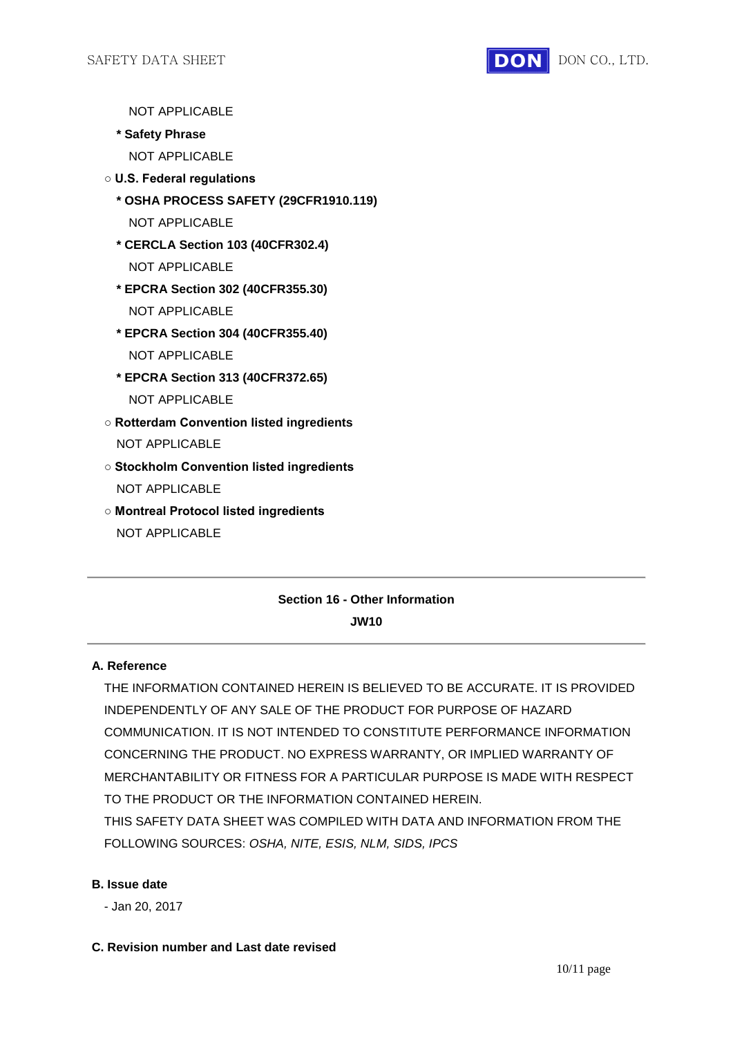NOT APPLICABLE

**\* Safety Phrase**

NOT APPLICABLE

○ **U.S. Federal regulations**

**\* OSHA PROCESS SAFETY (29CFR1910.119)**

NOT APPLICABLE

**\* CERCLA Section 103 (40CFR302.4)**

NOT APPLICABLE

**\* EPCRA Section 302 (40CFR355.30)**

NOT APPLICABLE

**\* EPCRA Section 304 (40CFR355.40)**

NOT APPLICABLE

**\* EPCRA Section 313 (40CFR372.65)**

NOT APPLICABLE

○ **Rotterdam Convention listed ingredients**

NOT APPLICABLE

○ **Stockholm Convention listed ingredients**

NOT APPLICABLE

○ **Montreal Protocol listed ingredients**

NOT APPLICABLE

---

## Section 16 - Other Information

**JW10**

---

**A. Reference**

THE INFORMATION CONTAINED HEREIN IS BELIEVED TO BE ACCURATE. IT IS PROVIDED INDEPENDENTLY OF ANY SALE OF THE PRODUCT FOR PURPOSE OF HAZARD COMMUNICATION. IT IS NOT INTENDED TO CONSTITUTE PERFORMANCE INFORMATION CONCERNING THE PRODUCT. NO EXPRESS WARRANTY, OR IMPLIED WARRANTY OF MERCHANTABILITY OR FITNESS FOR A PARTICULAR PURPOSE IS MADE WITH RESPECT TO THE PRODUCT OR THE INFORMATION CONTAINED HEREIN.
THIS SAFETY DATA SHEET WAS COMPILED WITH DATA AND INFORMATION FROM THE FOLLOWING SOURCES: *OSHA, NITE, ESIS, NLM, SIDS, IPCS*

**B. Issue date**

- Jan 20, 2017

**C. Revision number and Last date revised**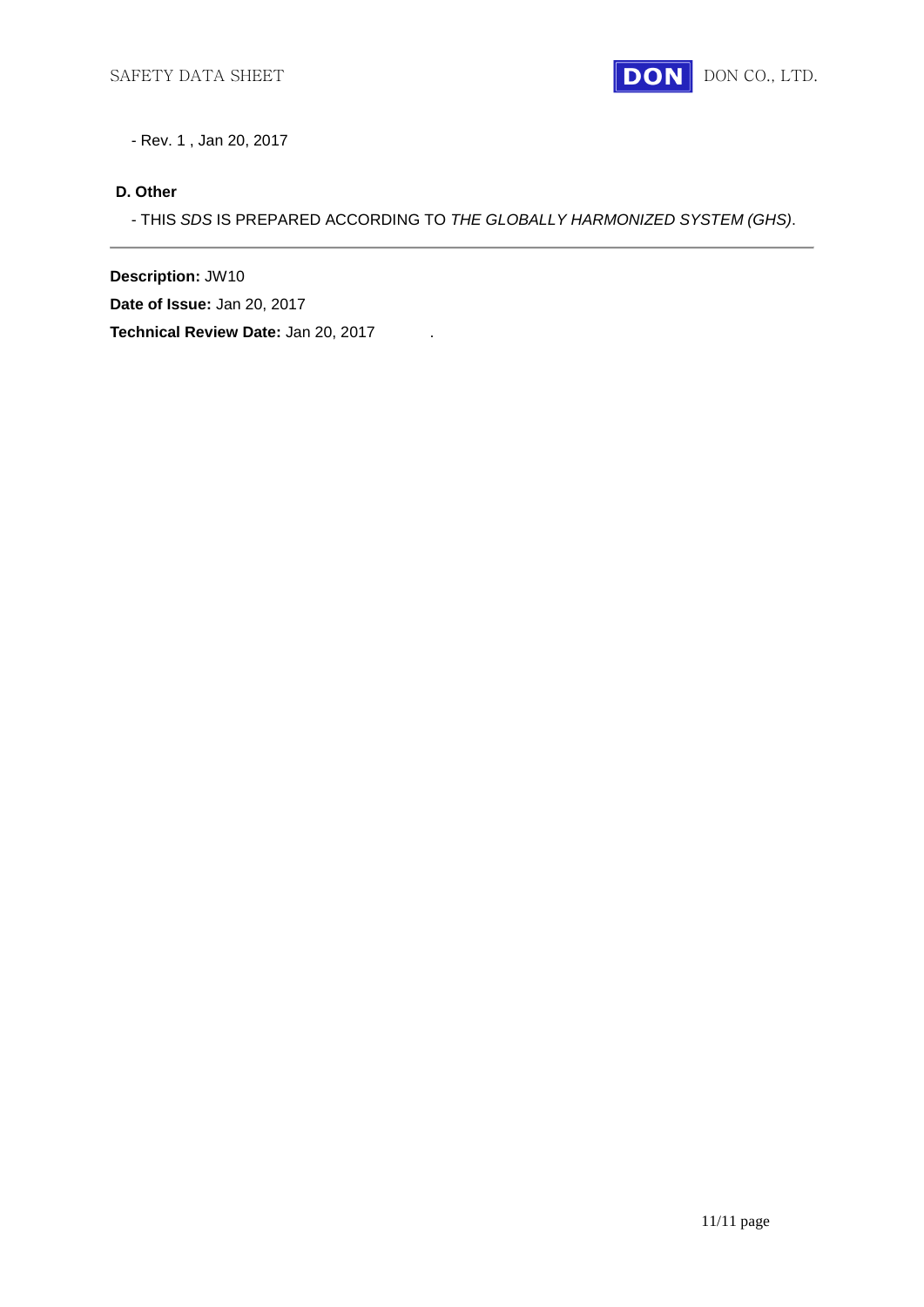- Rev. 1 , Jan 20, 2017

**D. Other**

- THIS *SDS* IS PREPARED ACCORDING TO *THE GLOBALLY HARMONIZED SYSTEM (GHS)*.

---

**Description:** JW10

**Date of Issue:** Jan 20, 2017

**Technical Review Date:** Jan 20, 2017 .